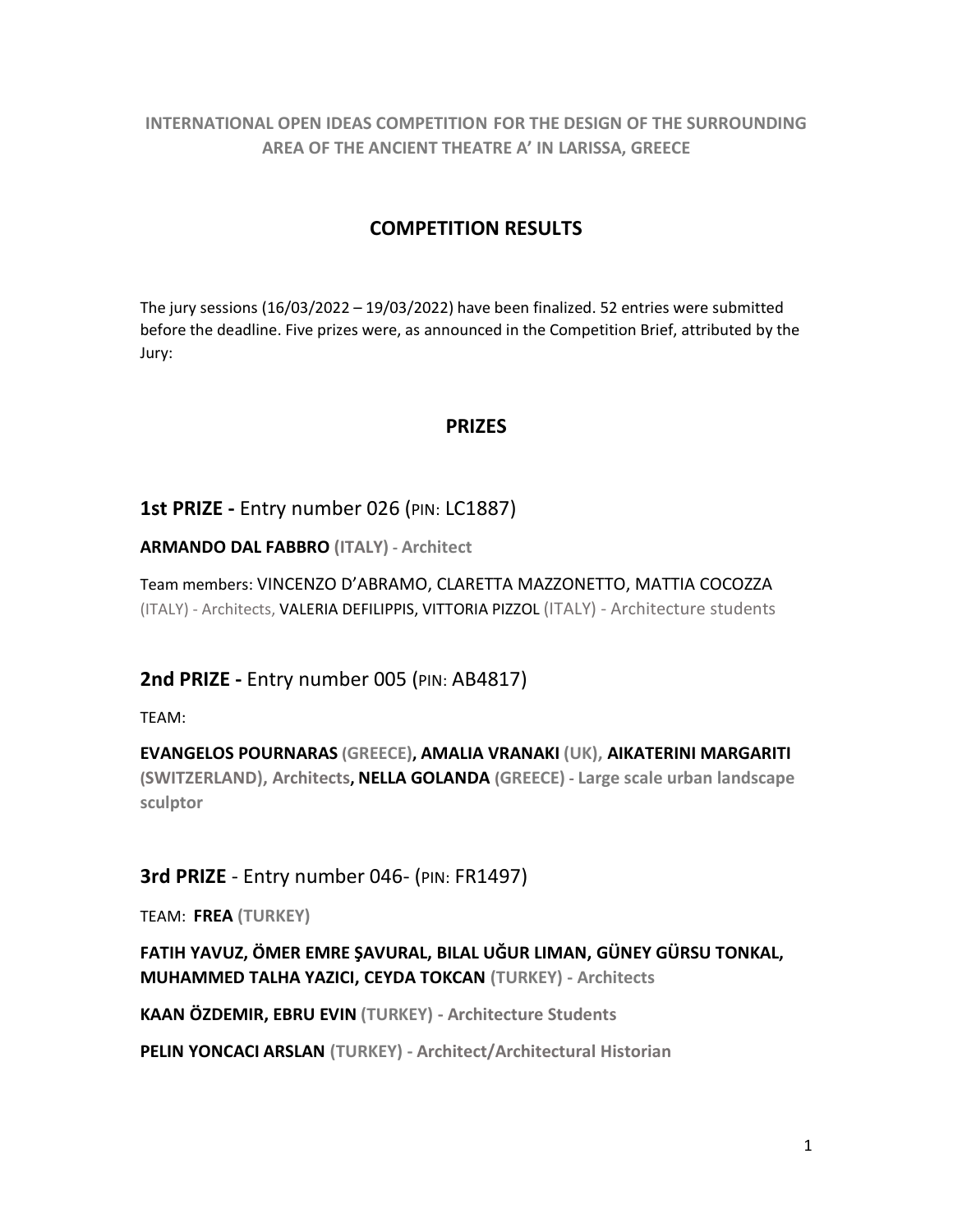**INTERNATIONAL OPEN IDEAS COMPETITION FOR THE DESIGN OF THE SURROUNDING AREA OF THE ANCIENT THEATRE A' IN LARISSA, GREECE**

# COMPETITION RESULTS

The jury sessions (16/03/2022 – 19/03/2022) have been finalized. 52 entries were submitted before the deadline. Five prizes were, as announced in the Competition Brief, attributed by the Jury:

## PRIZES

### 1st PRIZE - Entry number 026 (PIN: LC1887)

**ARMANDO DAL FABBRO (ITALY) - Architect**

Team members: VINCENZO D'ABRAMO, CLARETTA MAZZONETTO, MATTIA COCOZZA (ITALY) - Architects, VALERIA DEFILIPPIS, VITTORIA PIZZOL (ITALY) - Architecture students

### 2nd PRIZE - Entry number 005 (PIN: AB4817)

TEAM:

**EVANGELOS POURNARAS (GREECE), AMALIA VRANAKI (UK), AIKATERINI MARGARITI (SWITZERLAND), Architects, NELLA GOLANDA (GREECE) - Large scale urban landscape sculptor**

### 3rd PRIZE - Entry number 046- (PIN: FR1497)

TEAM: **FREA (TURKEY)**

**FATIH YAVUZ, ÖMER EMRE ŞAVURAL, BILAL UĞUR LIMAN, GÜNEY GÜRSU TONKAL, MUHAMMED TALHA YAZICI, CEYDA TOKCAN (TURKEY) - Architects**

**KAAN ÖZDEMIR, EBRU EVIN (TURKEY) - Architecture Students**

**PELIN YONCACI ARSLAN (TURKEY) - Architect/Architectural Historian**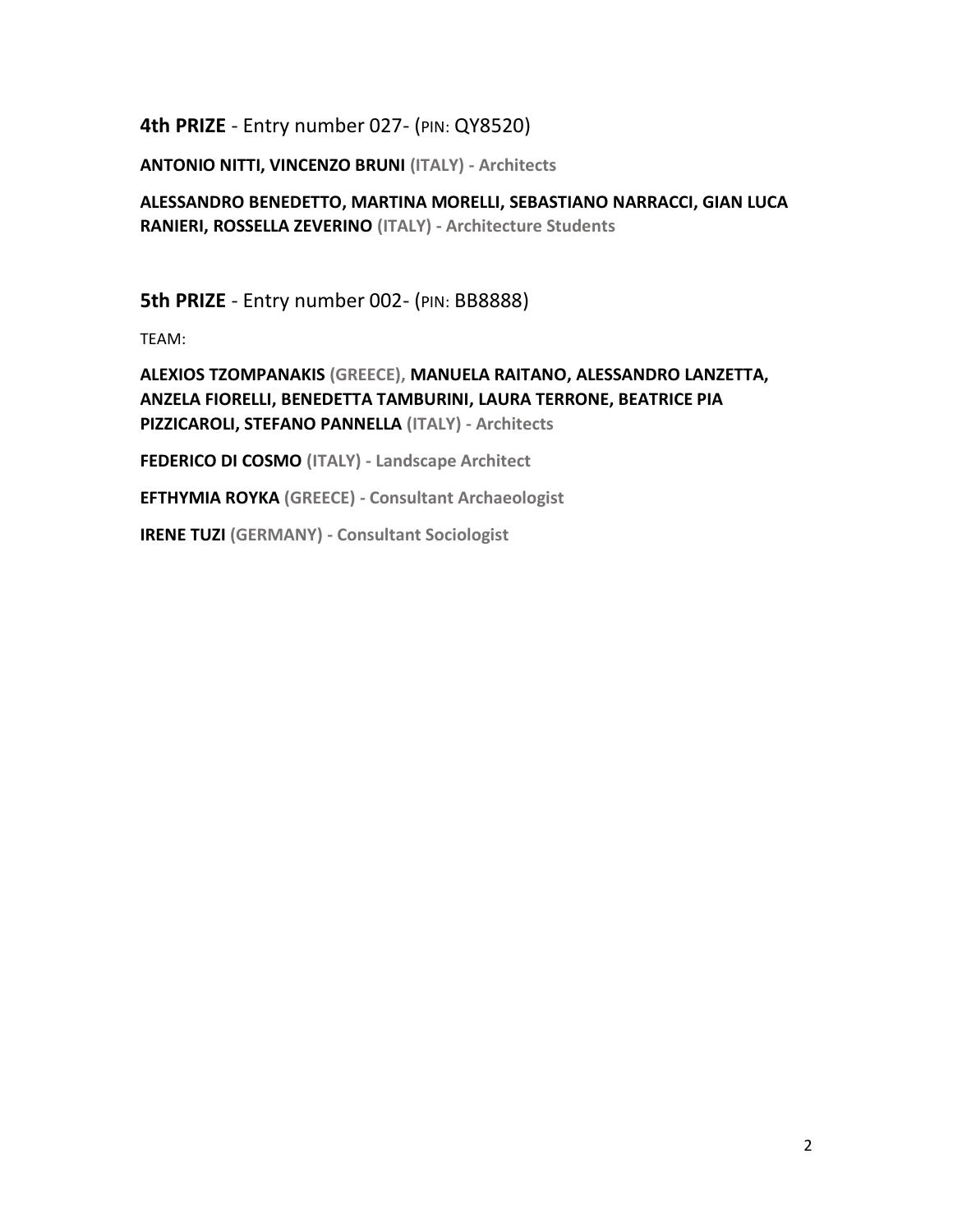**4th PRIZE** - Entry number 027- (PIN: QY8520)

**ANTONIO NITTI, VINCENZO BRUNI (ITALY) - Architects**

**ALESSANDRO BENEDETTO, MARTINA MORELLI, SEBASTIANO NARRACCI, GIAN LUCA RANIERI, ROSSELLA ZEVERINO (ITALY) - Architecture Students**

**5th PRIZE** - Entry number 002- (PIN: BB8888)

TEAM:

**ALEXIOS TZOMPANAKIS (GREECE), MANUELA RAITANO, ALESSANDRO LANZETTA, ANZELA FIORELLI, BENEDETTA TAMBURINI, LAURA TERRONE, BEATRICE PIA PIZZICAROLI, STEFANO PANNELLA (ITALY) - Architects**

**FEDERICO DI COSMO (ITALY) - Landscape Architect**

**EFTHYMIA ROYKA (GREECE) - Consultant Archaeologist**

**IRENE TUZI (GERMANY) - Consultant Sociologist**